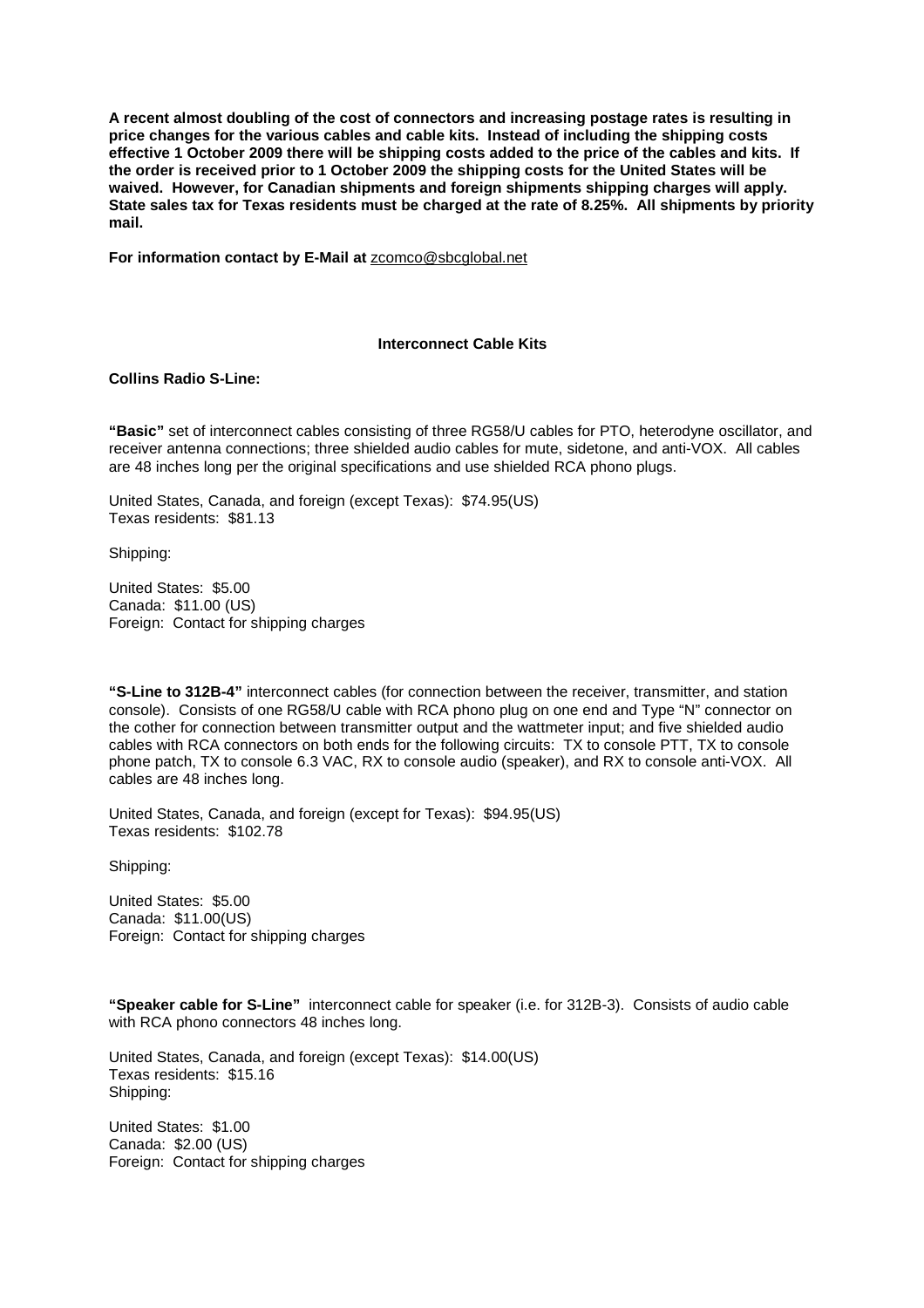**A recent almost doubling of the cost of connectors and increasing postage rates is resulting in price changes for the various cables and cable kits. Instead of including the shipping costs effective 1 October 2009 there will be shipping costs added to the price of the cables and kits. If the order is received prior to 1 October 2009 the shipping costs for the United States will be waived. However, for Canadian shipments and foreign shipments shipping charges will apply. State sales tax for Texas residents must be charged at the rate of 8.25%. All shipments by priority mail.**

**For information contact by E-Mail at** zcomco@sbcglobal.net

## Interconnect Cable Kits

### Collins Radio S-Line:

**"Basic"** set of interconnect cables consisting of three RG58/U cables for PTO, heterodyne oscillator, and receiver antenna connections; three shielded audio cables for mute, sidetone, and anti-VOX. All cables are 48 inches long per the original specifications and use shielded RCA phono plugs.

United States, Canada, and foreign (except Texas): $74.95(US)
Texas residents: $81.13

Shipping:

United States: $5.00
Canada: $11.00 (US)
Foreign: Contact for shipping charges

**"S-Line to 312B-4"** interconnect cables (for connection between the receiver, transmitter, and station console). Consists of one RG58/U cable with RCA phono plug on one end and Type "N" connector on the cother for connection between transmitter output and the wattmeter input; and five shielded audio cables with RCA connectors on both ends for the following circuits: TX to console PTT, TX to console phone patch, TX to console 6.3 VAC, RX to console audio (speaker), and RX to console anti-VOX. All cables are 48 inches long.

United States, Canada, and foreign (except for Texas): $94.95(US)
Texas residents: $102.78

Shipping:

United States: $5.00
Canada: $11.00(US)
Foreign: Contact for shipping charges

**"Speaker cable for S-Line"** interconnect cable for speaker (i.e. for 312B-3). Consists of audio cable with RCA phono connectors 48 inches long.

United States, Canada, and foreign (except Texas): $14.00(US)
Texas residents: $15.16
Shipping:

United States: $1.00
Canada: $2.00 (US)
Foreign: Contact for shipping charges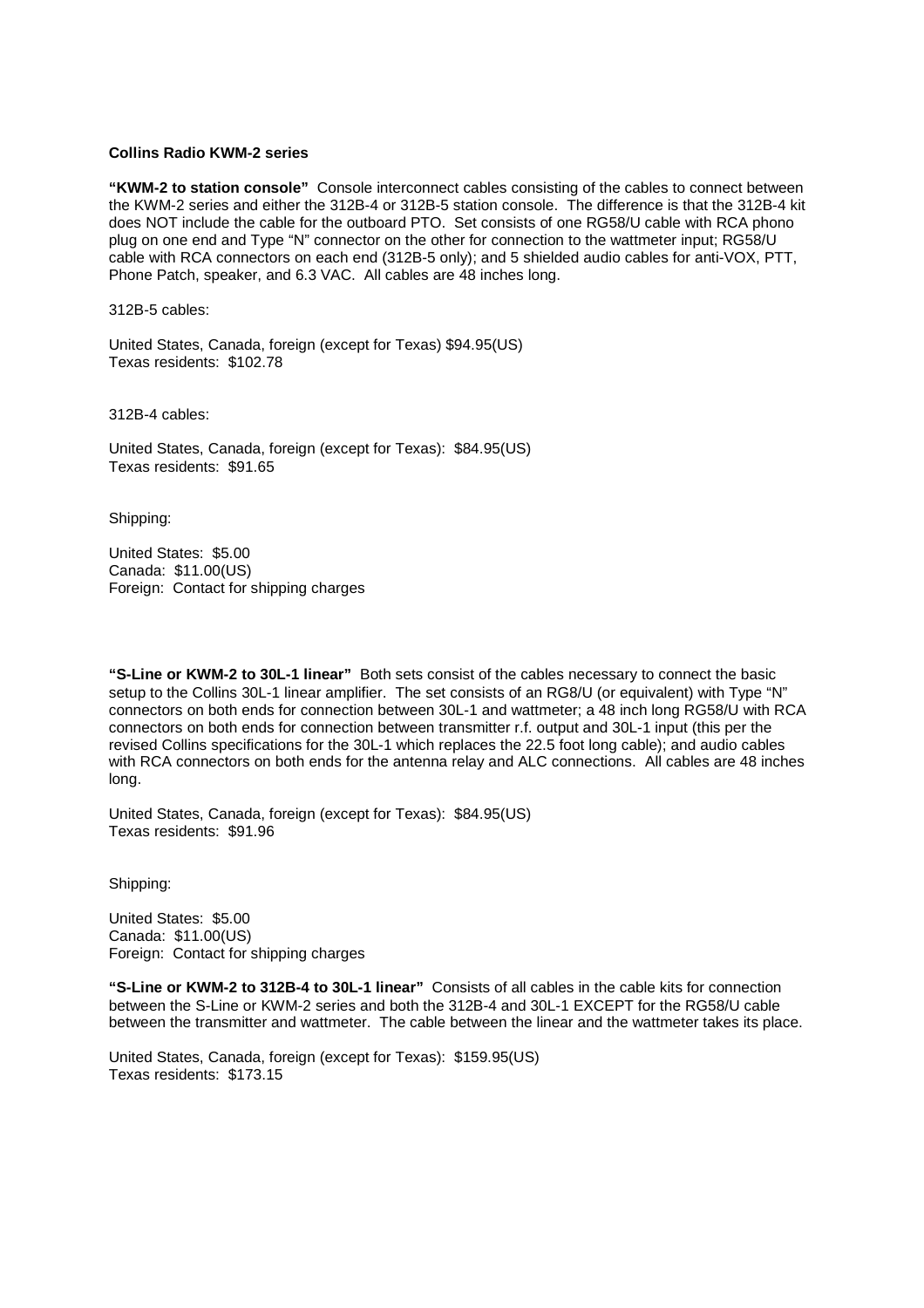**Collins Radio KWM-2 series**

**"KWM-2 to station console"** Console interconnect cables consisting of the cables to connect between the KWM-2 series and either the 312B-4 or 312B-5 station console. The difference is that the 312B-4 kit does NOT include the cable for the outboard PTO. Set consists of one RG58/U cable with RCA phono plug on one end and Type "N" connector on the other for connection to the wattmeter input; RG58/U cable with RCA connectors on each end (312B-5 only); and 5 shielded audio cables for anti-VOX, PTT, Phone Patch, speaker, and 6.3 VAC. All cables are 48 inches long.

312B-5 cables:

United States, Canada, foreign (except for Texas) $94.95(US)
Texas residents: $102.78

312B-4 cables:

United States, Canada, foreign (except for Texas): $84.95(US)
Texas residents: $91.65

Shipping:

United States: $5.00
Canada: $11.00(US)
Foreign: Contact for shipping charges

**"S-Line or KWM-2 to 30L-1 linear"** Both sets consist of the cables necessary to connect the basic setup to the Collins 30L-1 linear amplifier. The set consists of an RG8/U (or equivalent) with Type "N" connectors on both ends for connection between 30L-1 and wattmeter; a 48 inch long RG58/U with RCA connectors on both ends for connection between transmitter r.f. output and 30L-1 input (this per the revised Collins specifications for the 30L-1 which replaces the 22.5 foot long cable); and audio cables with RCA connectors on both ends for the antenna relay and ALC connections. All cables are 48 inches long.

United States, Canada, foreign (except for Texas): $84.95(US)
Texas residents: $91.96

Shipping:

United States: $5.00
Canada: $11.00(US)
Foreign: Contact for shipping charges

**"S-Line or KWM-2 to 312B-4 to 30L-1 linear"** Consists of all cables in the cable kits for connection between the S-Line or KWM-2 series and both the 312B-4 and 30L-1 EXCEPT for the RG58/U cable between the transmitter and wattmeter. The cable between the linear and the wattmeter takes its place.

United States, Canada, foreign (except for Texas): $159.95(US)
Texas residents: $173.15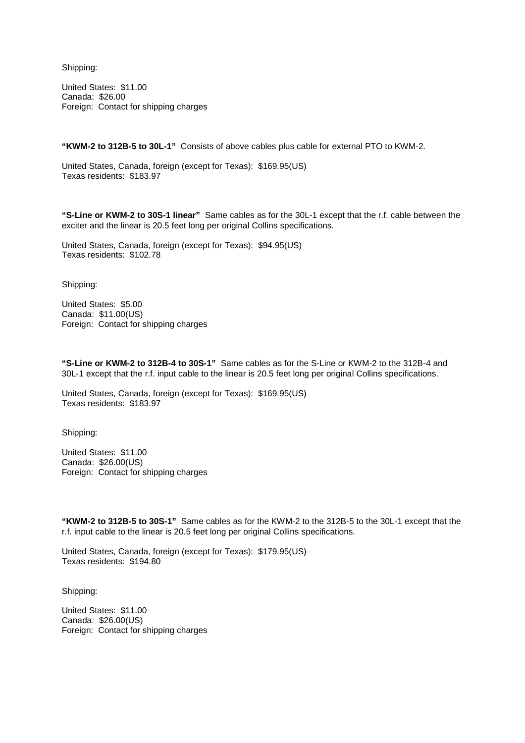Shipping:

United States: $11.00
Canada: $26.00
Foreign: Contact for shipping charges

**"KWM-2 to 312B-5 to 30L-1"** Consists of above cables plus cable for external PTO to KWM-2.

United States, Canada, foreign (except for Texas): $169.95(US)
Texas residents: $183.97

**"S-Line or KWM-2 to 30S-1 linear"** Same cables as for the 30L-1 except that the r.f. cable between the exciter and the linear is 20.5 feet long per original Collins specifications.

United States, Canada, foreign (except for Texas): $94.95(US)
Texas residents: $102.78

Shipping:

United States: $5.00
Canada: $11.00(US)
Foreign: Contact for shipping charges

**"S-Line or KWM-2 to 312B-4 to 30S-1"** Same cables as for the S-Line or KWM-2 to the 312B-4 and 30L-1 except that the r.f. input cable to the linear is 20.5 feet long per original Collins specifications.

United States, Canada, foreign (except for Texas): $169.95(US)
Texas residents: $183.97

Shipping:

United States: $11.00
Canada: $26.00(US)
Foreign: Contact for shipping charges

**"KWM-2 to 312B-5 to 30S-1"** Same cables as for the KWM-2 to the 312B-5 to the 30L-1 except that the r.f. input cable to the linear is 20.5 feet long per original Collins specifications.

United States, Canada, foreign (except for Texas): $179.95(US)
Texas residents: $194.80

Shipping:

United States: $11.00
Canada: $26.00(US)
Foreign: Contact for shipping charges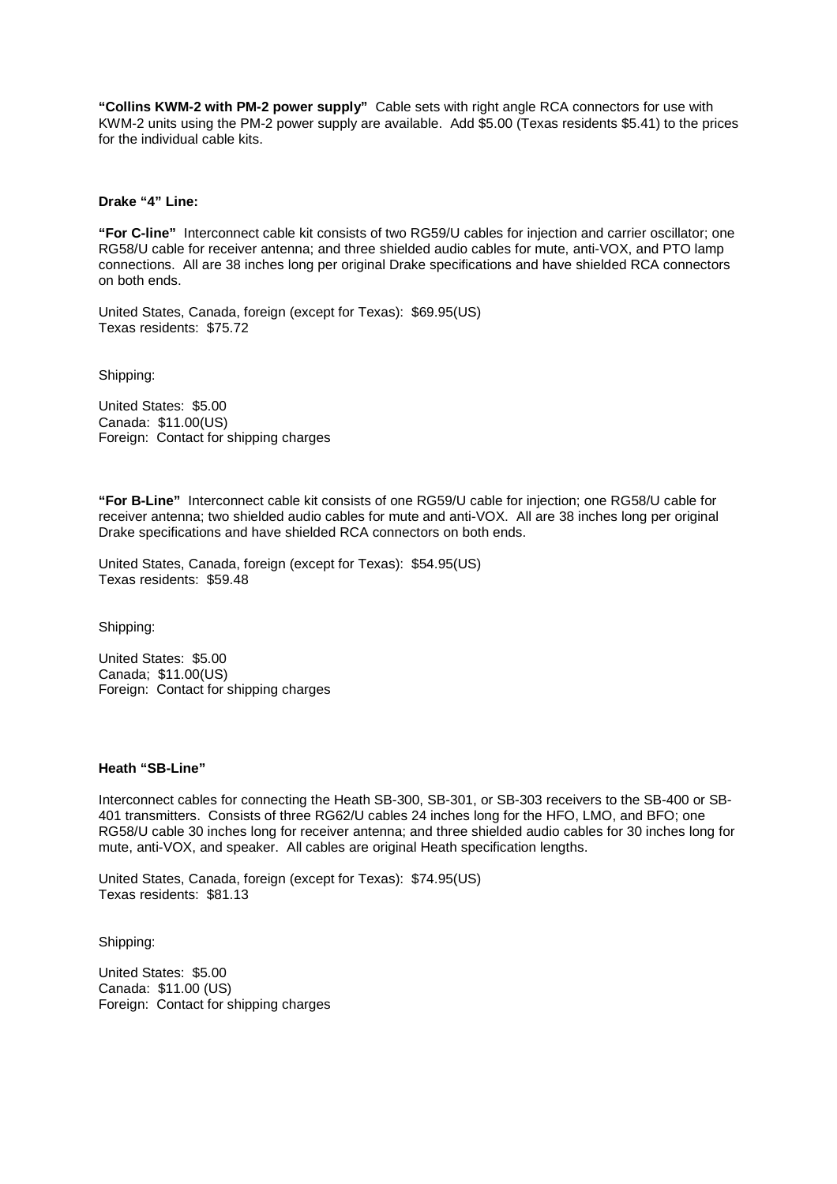**"Collins KWM-2 with PM-2 power supply"** Cable sets with right angle RCA connectors for use with KWM-2 units using the PM-2 power supply are available. Add $5.00 (Texas residents $5.41) to the prices for the individual cable kits.

**Drake "4" Line:**

**"For C-line"** Interconnect cable kit consists of two RG59/U cables for injection and carrier oscillator; one RG58/U cable for receiver antenna; and three shielded audio cables for mute, anti-VOX, and PTO lamp connections. All are 38 inches long per original Drake specifications and have shielded RCA connectors on both ends.

United States, Canada, foreign (except for Texas): $69.95(US)
Texas residents: $75.72

Shipping:

United States: $5.00
Canada: $11.00(US)
Foreign: Contact for shipping charges

**"For B-Line"** Interconnect cable kit consists of one RG59/U cable for injection; one RG58/U cable for receiver antenna; two shielded audio cables for mute and anti-VOX. All are 38 inches long per original Drake specifications and have shielded RCA connectors on both ends.

United States, Canada, foreign (except for Texas): $54.95(US)
Texas residents: $59.48

Shipping:

United States: $5.00
Canada; $11.00(US)
Foreign: Contact for shipping charges

**Heath "SB-Line"**

Interconnect cables for connecting the Heath SB-300, SB-301, or SB-303 receivers to the SB-400 or SB-401 transmitters. Consists of three RG62/U cables 24 inches long for the HFO, LMO, and BFO; one RG58/U cable 30 inches long for receiver antenna; and three shielded audio cables for 30 inches long for mute, anti-VOX, and speaker. All cables are original Heath specification lengths.

United States, Canada, foreign (except for Texas): $74.95(US)
Texas residents: $81.13

Shipping:

United States: $5.00
Canada: $11.00 (US)
Foreign: Contact for shipping charges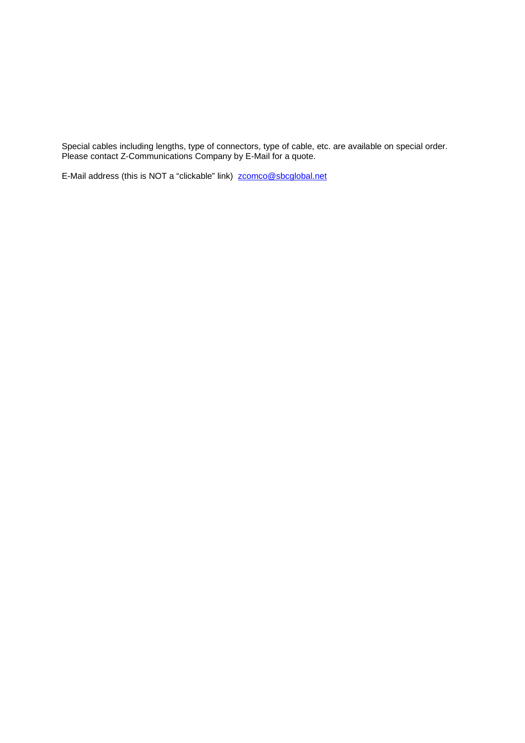Special cables including lengths, type of connectors, type of cable, etc. are available on special order. Please contact Z-Communications Company by E-Mail for a quote.

E-Mail address (this is NOT a "clickable" link) zcomco@sbcglobal.net